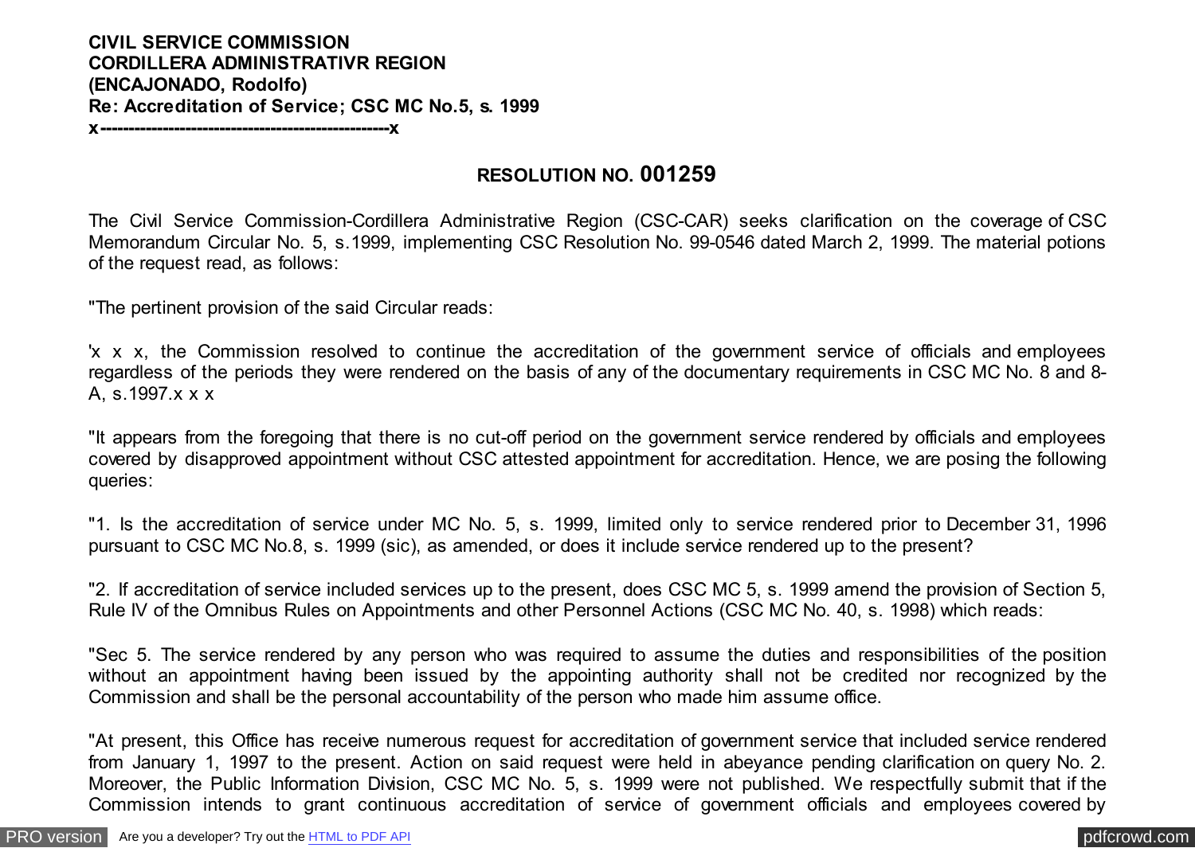**CIVIL SERVICE COMMISSION**
**CORDILLERA ADMINISTRATIVR REGION**
**(ENCAJONADO, Rodolfo)**
**Re: Accreditation of Service; CSC MC No.5, s. 1999**
**x-------------------------------------------------x**

## RESOLUTION NO. 001259

The Civil Service Commission-Cordillera Administrative Region (CSC-CAR) seeks clarification on the coverage of CSC Memorandum Circular No. 5, s.1999, implementing CSC Resolution No. 99-0546 dated March 2, 1999. The material potions of the request read, as follows:

"The pertinent provision of the said Circular reads:

'x x x, the Commission resolved to continue the accreditation of the government service of officials and employees regardless of the periods they were rendered on the basis of any of the documentary requirements in CSC MC No. 8 and 8-A, s.1997.x x x

"It appears from the foregoing that there is no cut-off period on the government service rendered by officials and employees covered by disapproved appointment without CSC attested appointment for accreditation. Hence, we are posing the following queries:

"1. Is the accreditation of service under MC No. 5, s. 1999, limited only to service rendered prior to December 31, 1996 pursuant to CSC MC No.8, s. 1999 (sic), as amended, or does it include service rendered up to the present?

"2. If accreditation of service included services up to the present, does CSC MC 5, s. 1999 amend the provision of Section 5, Rule IV of the Omnibus Rules on Appointments and other Personnel Actions (CSC MC No. 40, s. 1998) which reads:

"Sec 5. The service rendered by any person who was required to assume the duties and responsibilities of the position without an appointment having been issued by the appointing authority shall not be credited nor recognized by the Commission and shall be the personal accountability of the person who made him assume office.

"At present, this Office has receive numerous request for accreditation of government service that included service rendered from January 1, 1997 to the present. Action on said request were held in abeyance pending clarification on query No. 2. Moreover, the Public Information Division, CSC MC No. 5, s. 1999 were not published. We respectfully submit that if the Commission intends to grant continuous accreditation of service of government officials and employees covered by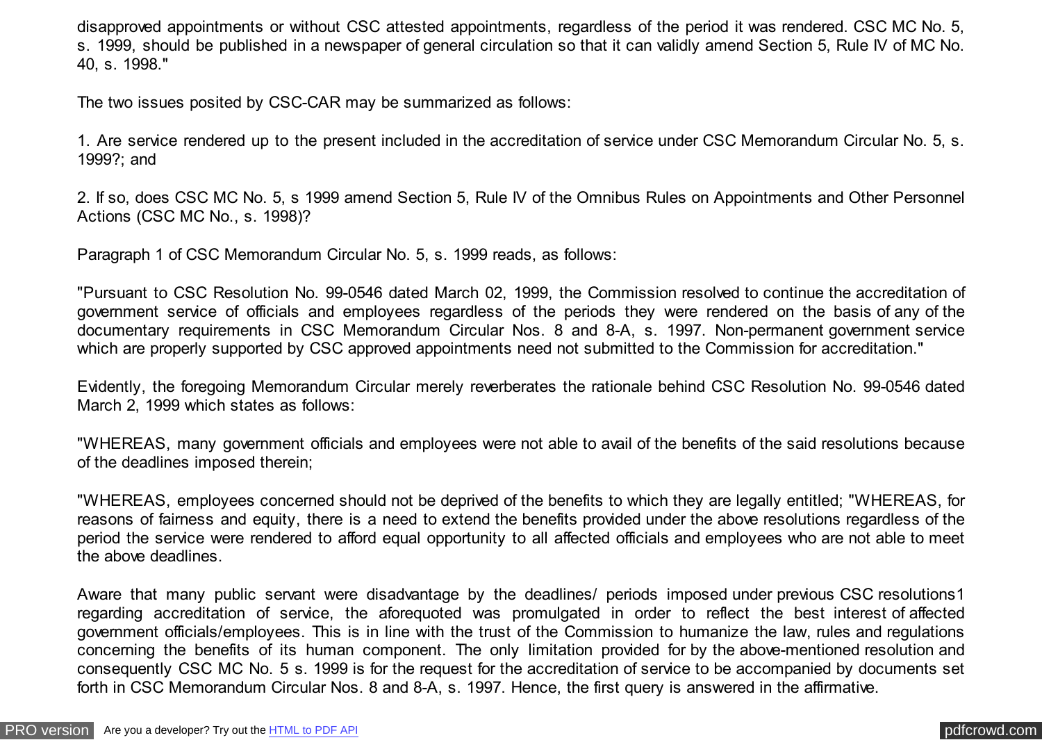disapproved appointments or without CSC attested appointments, regardless of the period it was rendered. CSC MC No. 5, s. 1999, should be published in a newspaper of general circulation so that it can validly amend Section 5, Rule IV of MC No. 40, s. 1998."

The two issues posited by CSC-CAR may be summarized as follows:

1. Are service rendered up to the present included in the accreditation of service under CSC Memorandum Circular No. 5, s. 1999?; and

2. If so, does CSC MC No. 5, s 1999 amend Section 5, Rule IV of the Omnibus Rules on Appointments and Other Personnel Actions (CSC MC No., s. 1998)?

Paragraph 1 of CSC Memorandum Circular No. 5, s. 1999 reads, as follows:

"Pursuant to CSC Resolution No. 99-0546 dated March 02, 1999, the Commission resolved to continue the accreditation of government service of officials and employees regardless of the periods they were rendered on the basis of any of the documentary requirements in CSC Memorandum Circular Nos. 8 and 8-A, s. 1997. Non-permanent government service which are properly supported by CSC approved appointments need not submitted to the Commission for accreditation."

Evidently, the foregoing Memorandum Circular merely reverberates the rationale behind CSC Resolution No. 99-0546 dated March 2, 1999 which states as follows:

"WHEREAS, many government officials and employees were not able to avail of the benefits of the said resolutions because of the deadlines imposed therein;

"WHEREAS, employees concerned should not be deprived of the benefits to which they are legally entitled; "WHEREAS, for reasons of fairness and equity, there is a need to extend the benefits provided under the above resolutions regardless of the period the service were rendered to afford equal opportunity to all affected officials and employees who are not able to meet the above deadlines.

Aware that many public servant were disadvantage by the deadlines/ periods imposed under previous CSC resolutions1 regarding accreditation of service, the aforequoted was promulgated in order to reflect the best interest of affected government officials/employees. This is in line with the trust of the Commission to humanize the law, rules and regulations concerning the benefits of its human component. The only limitation provided for by the above-mentioned resolution and consequently CSC MC No. 5 s. 1999 is for the request for the accreditation of service to be accompanied by documents set forth in CSC Memorandum Circular Nos. 8 and 8-A, s. 1997. Hence, the first query is answered in the affirmative.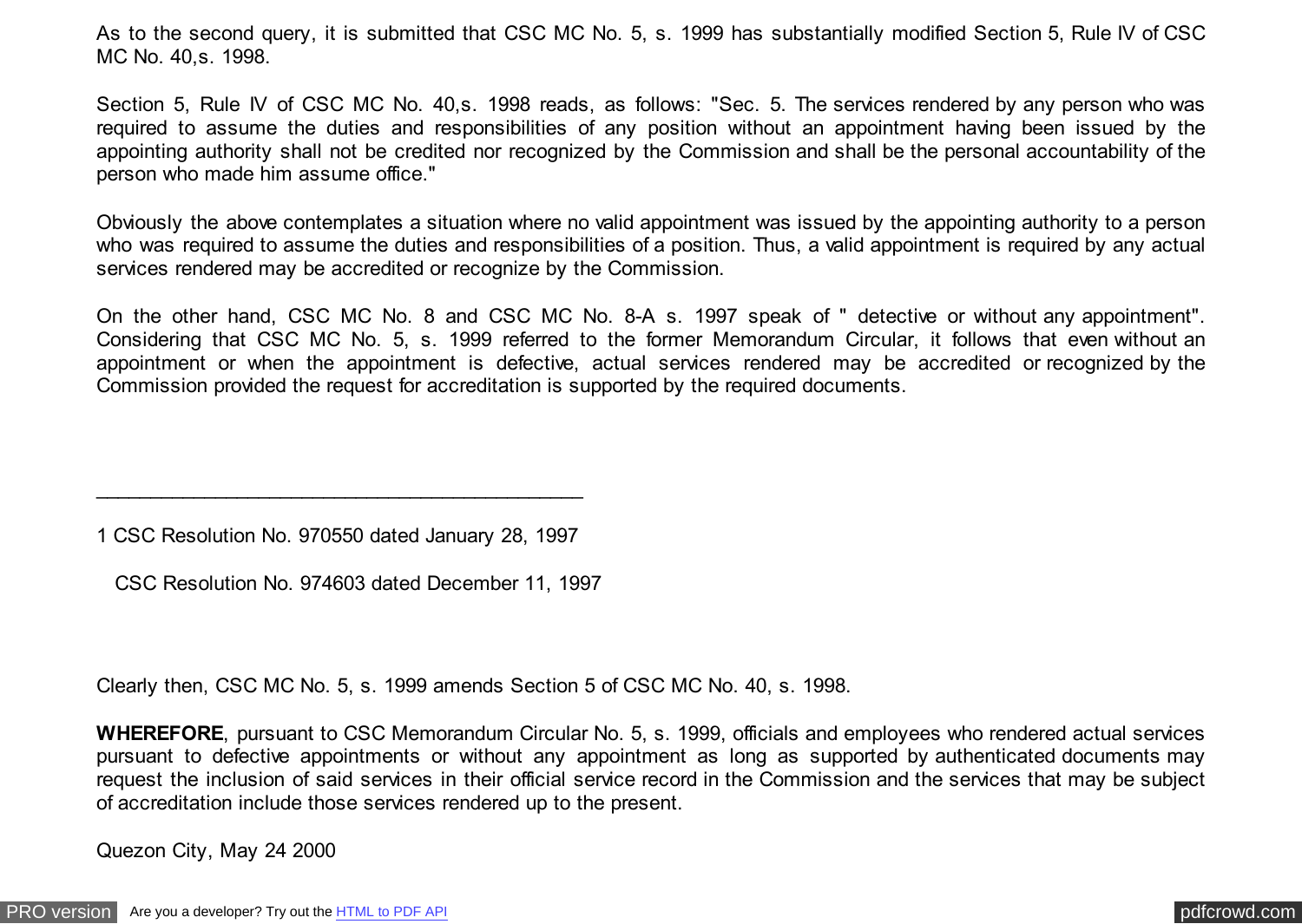As to the second query, it is submitted that CSC MC No. 5, s. 1999 has substantially modified Section 5, Rule IV of CSC MC No. 40,s. 1998.

Section 5, Rule IV of CSC MC No. 40,s. 1998 reads, as follows: "Sec. 5. The services rendered by any person who was required to assume the duties and responsibilities of any position without an appointment having been issued by the appointing authority shall not be credited nor recognized by the Commission and shall be the personal accountability of the person who made him assume office."

Obviously the above contemplates a situation where no valid appointment was issued by the appointing authority to a person who was required to assume the duties and responsibilities of a position. Thus, a valid appointment is required by any actual services rendered may be accredited or recognize by the Commission.

On the other hand, CSC MC No. 8 and CSC MC No. 8-A s. 1997 speak of " detective or without any appointment". Considering that CSC MC No. 5, s. 1999 referred to the former Memorandum Circular, it follows that even without an appointment or when the appointment is defective, actual services rendered may be accredited or recognized by the Commission provided the request for accreditation is supported by the required documents.

---

1 CSC Resolution No. 970550 dated January 28, 1997

CSC Resolution No. 974603 dated December 11, 1997

Clearly then, CSC MC No. 5, s. 1999 amends Section 5 of CSC MC No. 40, s. 1998.

**WHEREFORE**, pursuant to CSC Memorandum Circular No. 5, s. 1999, officials and employees who rendered actual services pursuant to defective appointments or without any appointment as long as supported by authenticated documents may request the inclusion of said services in their official service record in the Commission and the services that may be subject of accreditation include those services rendered up to the present.

Quezon City, May 24 2000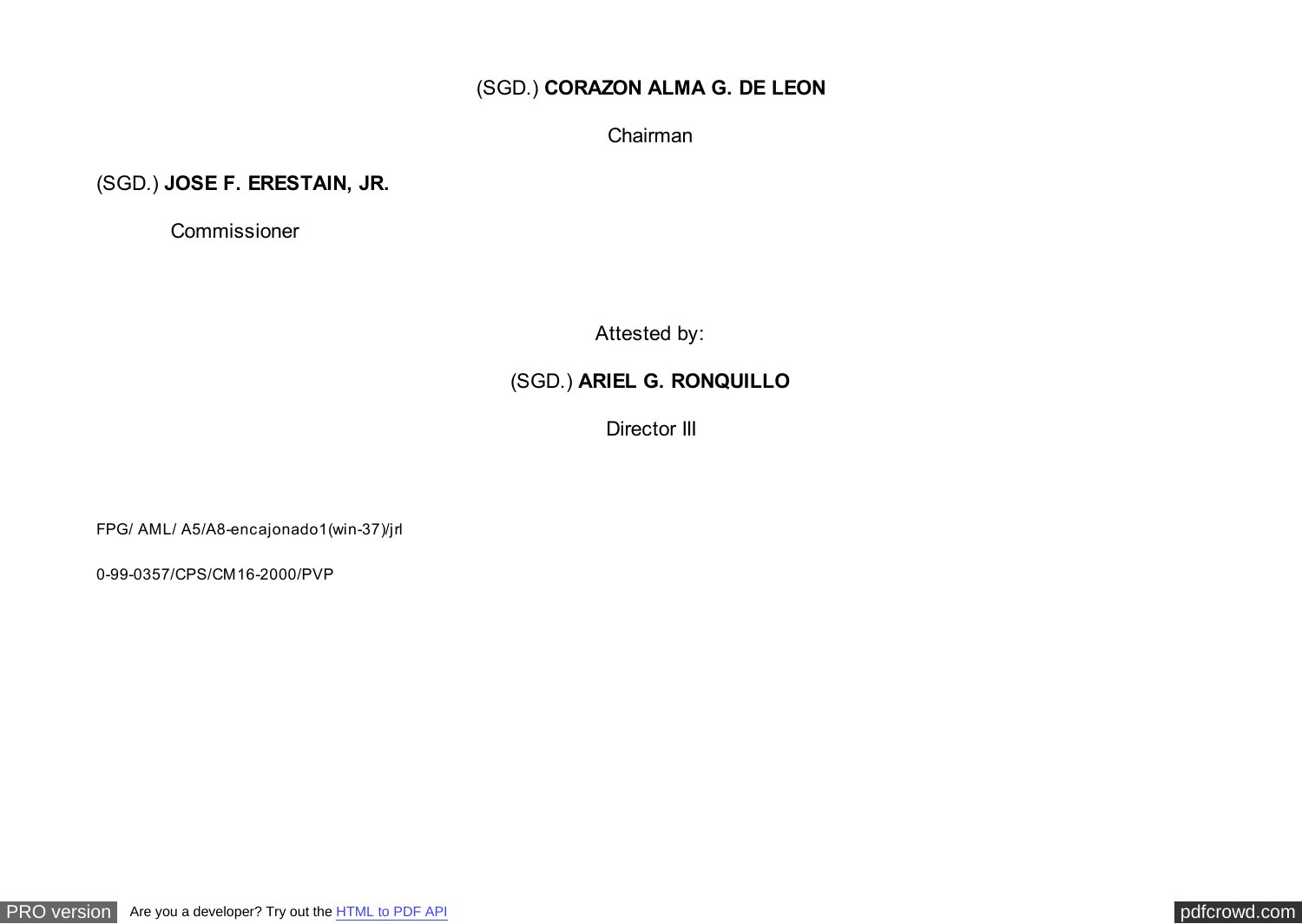(SGD.) **CORAZON ALMA G. DE LEON**

Chairman

(SGD.) **JOSE F. ERESTAIN, JR.**

Commissioner

Attested by:

(SGD.) **ARIEL G. RONQUILLO**

Director III

FPG/ AML/ A5/A8-encajonado1(win-37)/jrl

0-99-0357/CPS/CM16-2000/PVP